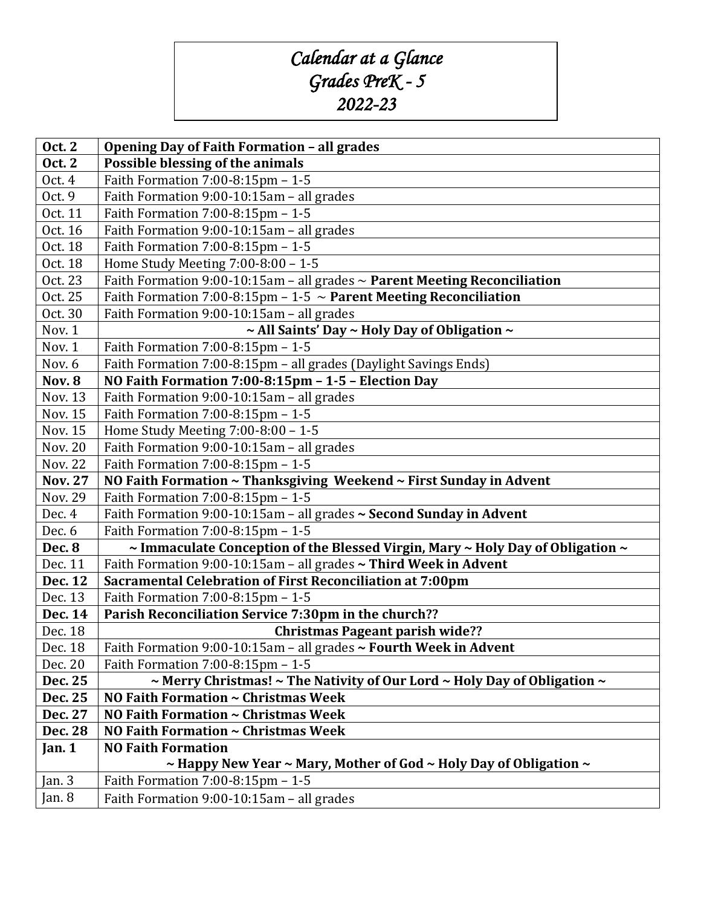# *Calendar at a Glance*
# *Grades PreK - 5*
# *2022-23*

| | |
|---|---|
| **Oct. 2** | **Opening Day of Faith Formation – all grades** |
| **Oct. 2** | **Possible blessing of the animals** |
| Oct. 4 | Faith Formation 7:00-8:15pm – 1-5 |
| Oct. 9 | Faith Formation 9:00-10:15am – all grades |
| Oct. 11 | Faith Formation 7:00-8:15pm – 1-5 |
| Oct. 16 | Faith Formation 9:00-10:15am – all grades |
| Oct. 18 | Faith Formation 7:00-8:15pm – 1-5 |
| Oct. 18 | Home Study Meeting 7:00-8:00 – 1-5 |
| Oct. 23 | Faith Formation 9:00-10:15am – all grades ~ **Parent Meeting Reconciliation** |
| Oct. 25 | Faith Formation 7:00-8:15pm – 1-5 ~ **Parent Meeting Reconciliation** |
| Oct. 30 | Faith Formation 9:00-10:15am – all grades |
| Nov. 1 | **~ All Saints' Day ~ Holy Day of Obligation ~** |
| Nov. 1 | Faith Formation 7:00-8:15pm – 1-5 |
| Nov. 6 | Faith Formation 7:00-8:15pm – all grades (Daylight Savings Ends) |
| **Nov. 8** | **NO Faith Formation 7:00-8:15pm – 1-5 – Election Day** |
| Nov. 13 | Faith Formation 9:00-10:15am – all grades |
| Nov. 15 | Faith Formation 7:00-8:15pm – 1-5 |
| Nov. 15 | Home Study Meeting 7:00-8:00 – 1-5 |
| Nov. 20 | Faith Formation 9:00-10:15am – all grades |
| Nov. 22 | Faith Formation 7:00-8:15pm – 1-5 |
| **Nov. 27** | **NO Faith Formation ~ Thanksgiving Weekend ~ First Sunday in Advent** |
| Nov. 29 | Faith Formation 7:00-8:15pm – 1-5 |
| Dec. 4 | Faith Formation 9:00-10:15am – all grades **~ Second Sunday in Advent** |
| Dec. 6 | Faith Formation 7:00-8:15pm – 1-5 |
| **Dec. 8** | **~ Immaculate Conception of the Blessed Virgin, Mary ~ Holy Day of Obligation ~** |
| Dec. 11 | Faith Formation 9:00-10:15am – all grades **~ Third Week in Advent** |
| **Dec. 12** | **Sacramental Celebration of First Reconciliation at 7:00pm** |
| Dec. 13 | Faith Formation 7:00-8:15pm – 1-5 |
| **Dec. 14** | **Parish Reconciliation Service 7:30pm in the church??** |
| Dec. 18 | **Christmas Pageant parish wide??** |
| Dec. 18 | Faith Formation 9:00-10:15am – all grades **~ Fourth Week in Advent** |
| Dec. 20 | Faith Formation 7:00-8:15pm – 1-5 |
| **Dec. 25** | **~ Merry Christmas! ~ The Nativity of Our Lord ~ Holy Day of Obligation ~** |
| **Dec. 25** | **NO Faith Formation ~ Christmas Week** |
| **Dec. 27** | **NO Faith Formation ~ Christmas Week** |
| **Dec. 28** | **NO Faith Formation ~ Christmas Week** |
| **Jan. 1** | **NO Faith Formation** **~ Happy New Year ~ Mary, Mother of God ~ Holy Day of Obligation ~** |
| Jan. 3 | Faith Formation 7:00-8:15pm – 1-5 |
| Jan. 8 | Faith Formation 9:00-10:15am – all grades |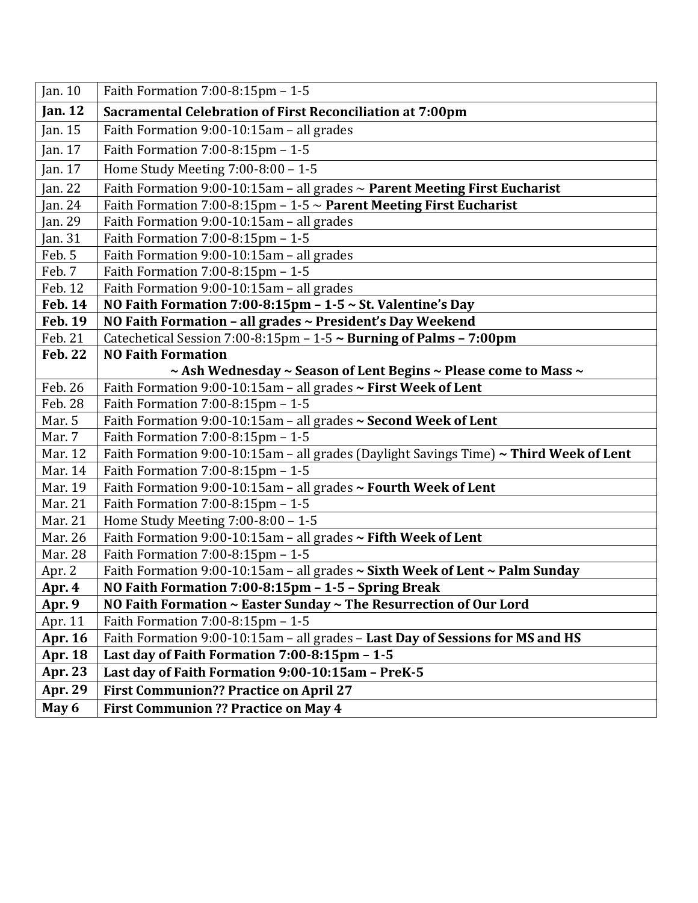| | |
|---|---|
| Jan. 10 | Faith Formation 7:00-8:15pm – 1-5 |
| **Jan. 12** | **Sacramental Celebration of First Reconciliation at 7:00pm** |
| Jan. 15 | Faith Formation 9:00-10:15am – all grades |
| Jan. 17 | Faith Formation 7:00-8:15pm – 1-5 |
| Jan. 17 | Home Study Meeting 7:00-8:00 – 1-5 |
| Jan. 22 | Faith Formation 9:00-10:15am – all grades ~ **Parent Meeting First Eucharist** |
| Jan. 24 | Faith Formation 7:00-8:15pm – 1-5 ~ **Parent Meeting First Eucharist** |
| Jan. 29 | Faith Formation 9:00-10:15am – all grades |
| Jan. 31 | Faith Formation 7:00-8:15pm – 1-5 |
| Feb. 5 | Faith Formation 9:00-10:15am – all grades |
| Feb. 7 | Faith Formation 7:00-8:15pm – 1-5 |
| Feb. 12 | Faith Formation 9:00-10:15am – all grades |
| **Feb. 14** | **NO Faith Formation 7:00-8:15pm – 1-5 ~ St. Valentine's Day** |
| **Feb. 19** | **NO Faith Formation – all grades ~ President's Day Weekend** |
| Feb. 21 | Catechetical Session 7:00-8:15pm – 1-5 **~ Burning of Palms – 7:00pm** |
| **Feb. 22** | **NO Faith Formation ~ Ash Wednesday ~ Season of Lent Begins ~ Please come to Mass ~** |
| Feb. 26 | Faith Formation 9:00-10:15am – all grades **~ First Week of Lent** |
| Feb. 28 | Faith Formation 7:00-8:15pm – 1-5 |
| Mar. 5 | Faith Formation 9:00-10:15am – all grades **~ Second Week of Lent** |
| Mar. 7 | Faith Formation 7:00-8:15pm – 1-5 |
| Mar. 12 | Faith Formation 9:00-10:15am – all grades (Daylight Savings Time) **~ Third Week of Lent** |
| Mar. 14 | Faith Formation 7:00-8:15pm – 1-5 |
| Mar. 19 | Faith Formation 9:00-10:15am – all grades **~ Fourth Week of Lent** |
| Mar. 21 | Faith Formation 7:00-8:15pm – 1-5 |
| Mar. 21 | Home Study Meeting 7:00-8:00 – 1-5 |
| Mar. 26 | Faith Formation 9:00-10:15am – all grades **~ Fifth Week of Lent** |
| Mar. 28 | Faith Formation 7:00-8:15pm – 1-5 |
| Apr. 2 | Faith Formation 9:00-10:15am – all grades **~ Sixth Week of Lent ~ Palm Sunday** |
| **Apr. 4** | **NO Faith Formation 7:00-8:15pm – 1-5 – Spring Break** |
| **Apr. 9** | **NO Faith Formation ~ Easter Sunday ~ The Resurrection of Our Lord** |
| Apr. 11 | Faith Formation 7:00-8:15pm – 1-5 |
| **Apr. 16** | Faith Formation 9:00-10:15am – all grades – **Last Day of Sessions for MS and HS** |
| **Apr. 18** | **Last day of Faith Formation 7:00-8:15pm – 1-5** |
| **Apr. 23** | **Last day of Faith Formation 9:00-10:15am – PreK-5** |
| **Apr. 29** | **First Communion?? Practice on April 27** |
| **May 6** | **First Communion ?? Practice on May 4** |